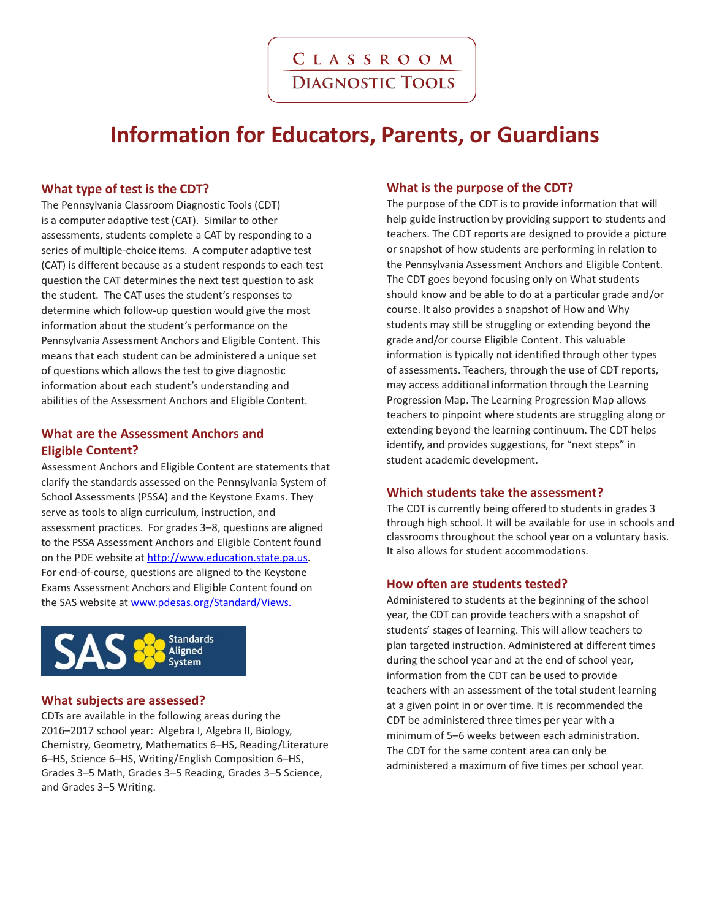# Classroom Diagnostic Tools

# Information for Educators, Parents, or Guardians

## What type of test is the CDT?

The Pennsylvania Classroom Diagnostic Tools (CDT) is a computer adaptive test (CAT). Similar to other assessments, students complete a CAT by responding to a series of multiple-choice items. A computer adaptive test (CAT) is different because as a student responds to each test question the CAT determines the next test question to ask the student. The CAT uses the student's responses to determine which follow-up question would give the most information about the student's performance on the Pennsylvania Assessment Anchors and Eligible Content. This means that each student can be administered a unique set of questions which allows the test to give diagnostic information about each student's understanding and abilities of the Assessment Anchors and Eligible Content.

## What are the Assessment Anchors and Eligible Content?

Assessment Anchors and Eligible Content are statements that clarify the standards assessed on the Pennsylvania System of School Assessments (PSSA) and the Keystone Exams. They serve as tools to align curriculum, instruction, and assessment practices. For grades 3–8, questions are aligned to the PSSA Assessment Anchors and Eligible Content found on the PDE website at http://www.education.state.pa.us. For end-of-course, questions are aligned to the Keystone Exams Assessment Anchors and Eligible Content found on the SAS website at www.pdesas.org/Standard/Views.

SAS Standards Aligned System

## What subjects are assessed?

CDTs are available in the following areas during the 2016–2017 school year: Algebra I, Algebra II, Biology, Chemistry, Geometry, Mathematics 6–HS, Reading/Literature 6–HS, Science 6–HS, Writing/English Composition 6–HS, Grades 3–5 Math, Grades 3–5 Reading, Grades 3–5 Science, and Grades 3–5 Writing.

## What is the purpose of the CDT?

The purpose of the CDT is to provide information that will help guide instruction by providing support to students and teachers. The CDT reports are designed to provide a picture or snapshot of how students are performing in relation to the Pennsylvania Assessment Anchors and Eligible Content. The CDT goes beyond focusing only on What students should know and be able to do at a particular grade and/or course. It also provides a snapshot of How and Why students may still be struggling or extending beyond the grade and/or course Eligible Content. This valuable information is typically not identified through other types of assessments. Teachers, through the use of CDT reports, may access additional information through the Learning Progression Map. The Learning Progression Map allows teachers to pinpoint where students are struggling along or extending beyond the learning continuum. The CDT helps identify, and provides suggestions, for "next steps" in student academic development.

## Which students take the assessment?

The CDT is currently being offered to students in grades 3 through high school. It will be available for use in schools and classrooms throughout the school year on a voluntary basis. It also allows for student accommodations.

## How often are students tested?

Administered to students at the beginning of the school year, the CDT can provide teachers with a snapshot of students' stages of learning. This will allow teachers to plan targeted instruction. Administered at different times during the school year and at the end of school year, information from the CDT can be used to provide teachers with an assessment of the total student learning at a given point in or over time. It is recommended the CDT be administered three times per year with a minimum of 5–6 weeks between each administration. The CDT for the same content area can only be administered a maximum of five times per school year.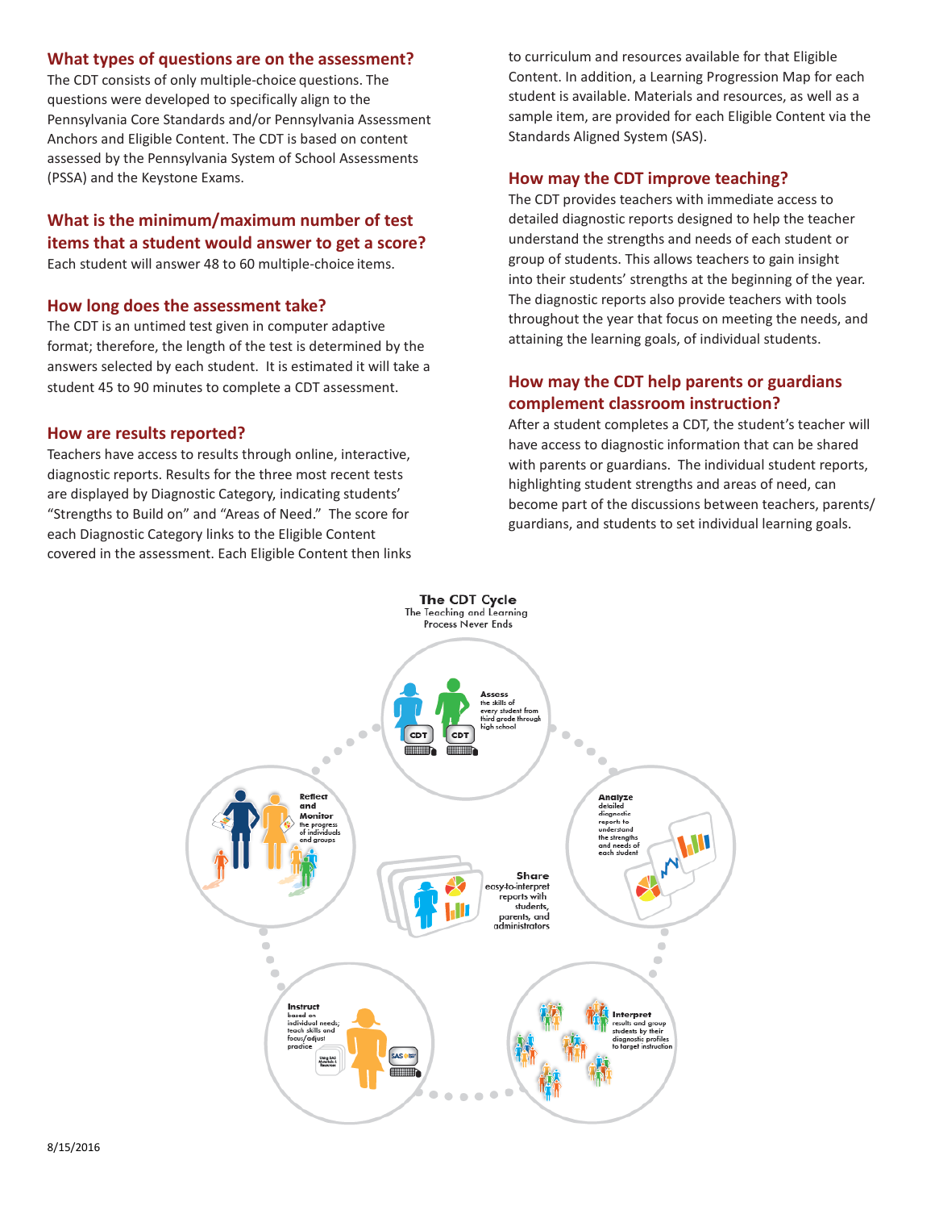### What types of questions are on the assessment?

The CDT consists of only multiple-choice questions. The questions were developed to specifically align to the Pennsylvania Core Standards and/or Pennsylvania Assessment Anchors and Eligible Content. The CDT is based on content assessed by the Pennsylvania System of School Assessments (PSSA) and the Keystone Exams.

### What is the minimum/maximum number of test items that a student would answer to get a score?

Each student will answer 48 to 60 multiple-choice items.

### How long does the assessment take?

The CDT is an untimed test given in computer adaptive format; therefore, the length of the test is determined by the answers selected by each student. It is estimated it will take a student 45 to 90 minutes to complete a CDT assessment.

### How are results reported?

Teachers have access to results through online, interactive, diagnostic reports. Results for the three most recent tests are displayed by Diagnostic Category, indicating students' "Strengths to Build on" and "Areas of Need." The score for each Diagnostic Category links to the Eligible Content covered in the assessment. Each Eligible Content then links to curriculum and resources available for that Eligible Content. In addition, a Learning Progression Map for each student is available. Materials and resources, as well as a sample item, are provided for each Eligible Content via the Standards Aligned System (SAS).

### How may the CDT improve teaching?

The CDT provides teachers with immediate access to detailed diagnostic reports designed to help the teacher understand the strengths and needs of each student or group of students. This allows teachers to gain insight into their students' strengths at the beginning of the year. The diagnostic reports also provide teachers with tools throughout the year that focus on meeting the needs, and attaining the learning goals, of individual students.

### How may the CDT help parents or guardians complement classroom instruction?

After a student completes a CDT, the student's teacher will have access to diagnostic information that can be shared with parents or guardians. The individual student reports, highlighting student strengths and areas of need, can become part of the discussions between teachers, parents/guardians, and students to set individual learning goals.

**The CDT Cycle**
The Teaching and Learning Process Never Ends

**Assess** the skills of every student from third grade through high school

**Analyze** detailed diagnostic reports to understand the strengths and needs of each student

**Share** easy-to-interpret reports with students, parents, and administrators

**Interpret** results and group students by their diagnostic profiles to target instruction

**Instruct** based on individual needs; teach skills and focus/adjust practice

**Reflect and Monitor** the progress of individuals and groups

8/15/2016